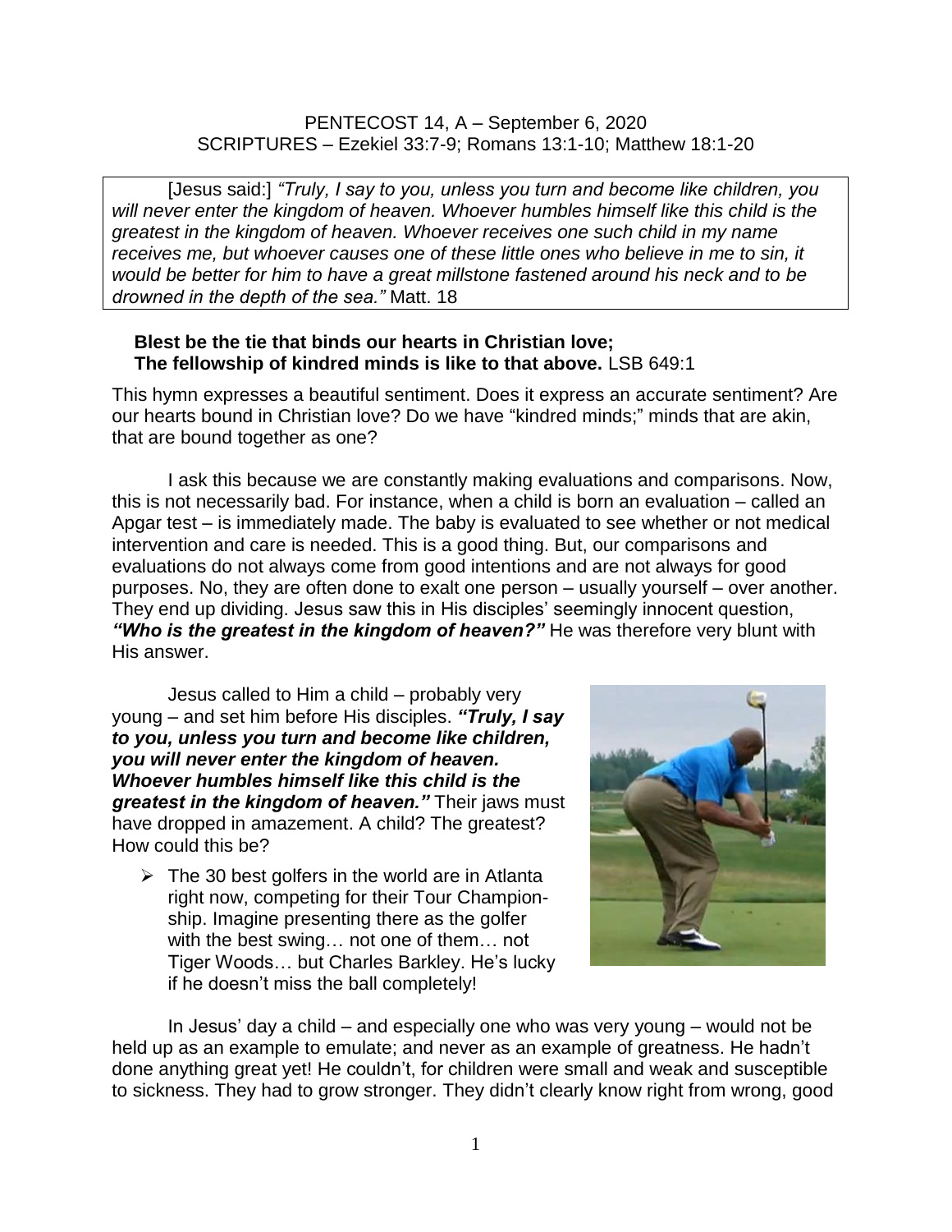PENTECOST 14, A – September 6, 2020
SCRIPTURES – Ezekiel 33:7-9; Romans 13:1-10; Matthew 18:1-20

> [Jesus said:] *"Truly, I say to you, unless you turn and become like children, you will never enter the kingdom of heaven. Whoever humbles himself like this child is the greatest in the kingdom of heaven. Whoever receives one such child in my name receives me, but whoever causes one of these little ones who believe in me to sin, it would be better for him to have a great millstone fastened around his neck and to be drowned in the depth of the sea."* Matt. 18

**Blest be the tie that binds our hearts in Christian love;**
**The fellowship of kindred minds is like to that above.** LSB 649:1

This hymn expresses a beautiful sentiment. Does it express an accurate sentiment? Are our hearts bound in Christian love? Do we have "kindred minds;" minds that are akin, that are bound together as one?

I ask this because we are constantly making evaluations and comparisons. Now, this is not necessarily bad. For instance, when a child is born an evaluation – called an Apgar test – is immediately made. The baby is evaluated to see whether or not medical intervention and care is needed. This is a good thing. But, our comparisons and evaluations do not always come from good intentions and are not always for good purposes. No, they are often done to exalt one person – usually yourself – over another. They end up dividing. Jesus saw this in His disciples' seemingly innocent question, ***"Who is the greatest in the kingdom of heaven?"*** He was therefore very blunt with His answer.

Jesus called to Him a child – probably very young – and set him before His disciples. ***"Truly, I say to you, unless you turn and become like children, you will never enter the kingdom of heaven. Whoever humbles himself like this child is the greatest in the kingdom of heaven."*** Their jaws must have dropped in amazement. A child? The greatest? How could this be?

- The 30 best golfers in the world are in Atlanta right now, competing for their Tour Championship. Imagine presenting there as the golfer with the best swing… not one of them… not Tiger Woods… but Charles Barkley. He's lucky if he doesn't miss the ball completely!

In Jesus' day a child – and especially one who was very young – would not be held up as an example to emulate; and never as an example of greatness. He hadn't done anything great yet! He couldn't, for children were small and weak and susceptible to sickness. They had to grow stronger. They didn't clearly know right from wrong, good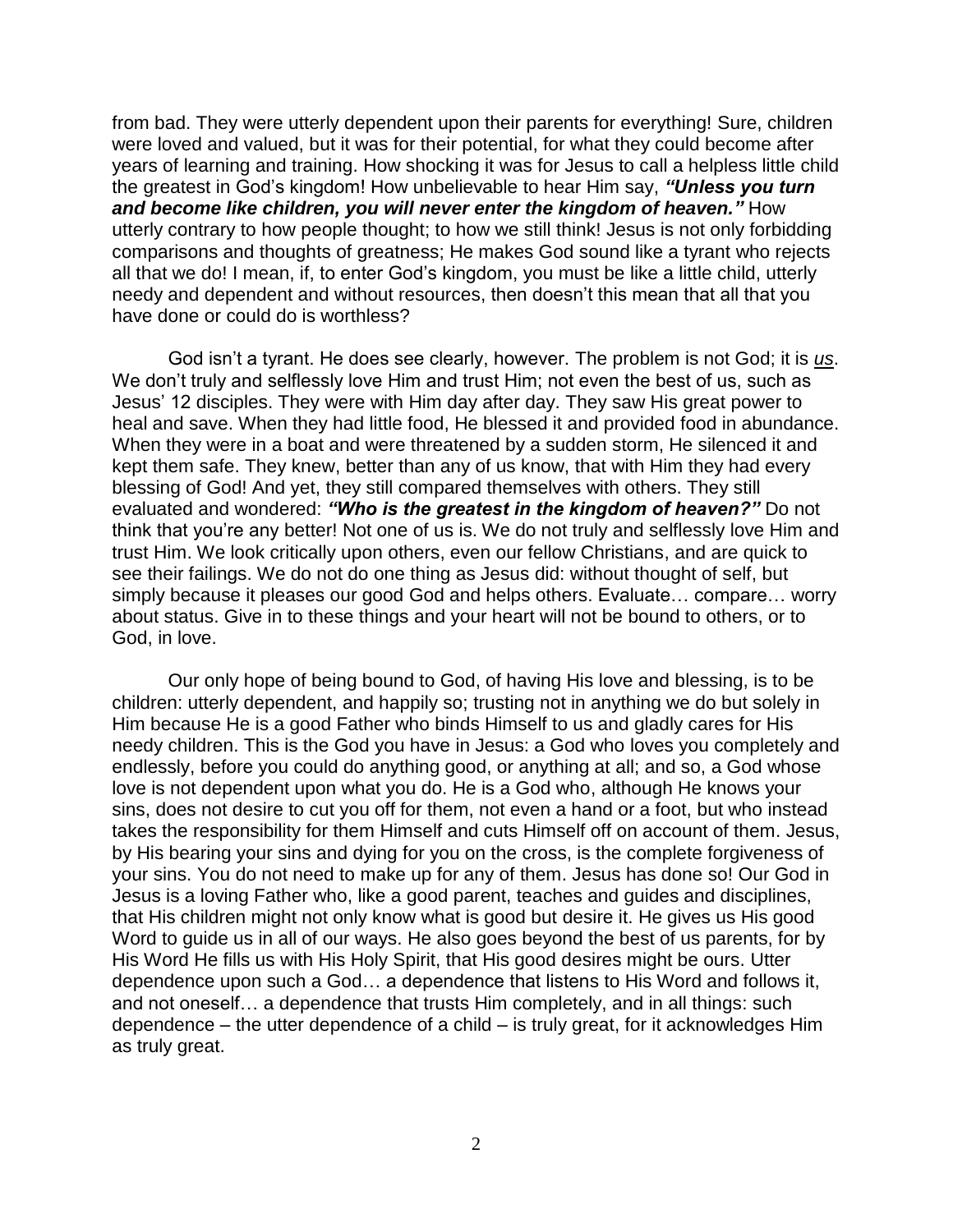from bad. They were utterly dependent upon their parents for everything! Sure, children were loved and valued, but it was for their potential, for what they could become after years of learning and training. How shocking it was for Jesus to call a helpless little child the greatest in God's kingdom! How unbelievable to hear Him say, ***"Unless you turn and become like children, you will never enter the kingdom of heaven."*** How utterly contrary to how people thought; to how we still think! Jesus is not only forbidding comparisons and thoughts of greatness; He makes God sound like a tyrant who rejects all that we do! I mean, if, to enter God's kingdom, you must be like a little child, utterly needy and dependent and without resources, then doesn't this mean that all that you have done or could do is worthless?

God isn't a tyrant. He does see clearly, however. The problem is not God; it is *us*. We don't truly and selflessly love Him and trust Him; not even the best of us, such as Jesus' 12 disciples. They were with Him day after day. They saw His great power to heal and save. When they had little food, He blessed it and provided food in abundance. When they were in a boat and were threatened by a sudden storm, He silenced it and kept them safe. They knew, better than any of us know, that with Him they had every blessing of God! And yet, they still compared themselves with others. They still evaluated and wondered: ***"Who is the greatest in the kingdom of heaven?"*** Do not think that you're any better! Not one of us is. We do not truly and selflessly love Him and trust Him. We look critically upon others, even our fellow Christians, and are quick to see their failings. We do not do one thing as Jesus did: without thought of self, but simply because it pleases our good God and helps others. Evaluate… compare… worry about status. Give in to these things and your heart will not be bound to others, or to God, in love.

Our only hope of being bound to God, of having His love and blessing, is to be children: utterly dependent, and happily so; trusting not in anything we do but solely in Him because He is a good Father who binds Himself to us and gladly cares for His needy children. This is the God you have in Jesus: a God who loves you completely and endlessly, before you could do anything good, or anything at all; and so, a God whose love is not dependent upon what you do. He is a God who, although He knows your sins, does not desire to cut you off for them, not even a hand or a foot, but who instead takes the responsibility for them Himself and cuts Himself off on account of them. Jesus, by His bearing your sins and dying for you on the cross, is the complete forgiveness of your sins. You do not need to make up for any of them. Jesus has done so! Our God in Jesus is a loving Father who, like a good parent, teaches and guides and disciplines, that His children might not only know what is good but desire it. He gives us His good Word to guide us in all of our ways. He also goes beyond the best of us parents, for by His Word He fills us with His Holy Spirit, that His good desires might be ours. Utter dependence upon such a God… a dependence that listens to His Word and follows it, and not oneself… a dependence that trusts Him completely, and in all things: such dependence – the utter dependence of a child – is truly great, for it acknowledges Him as truly great.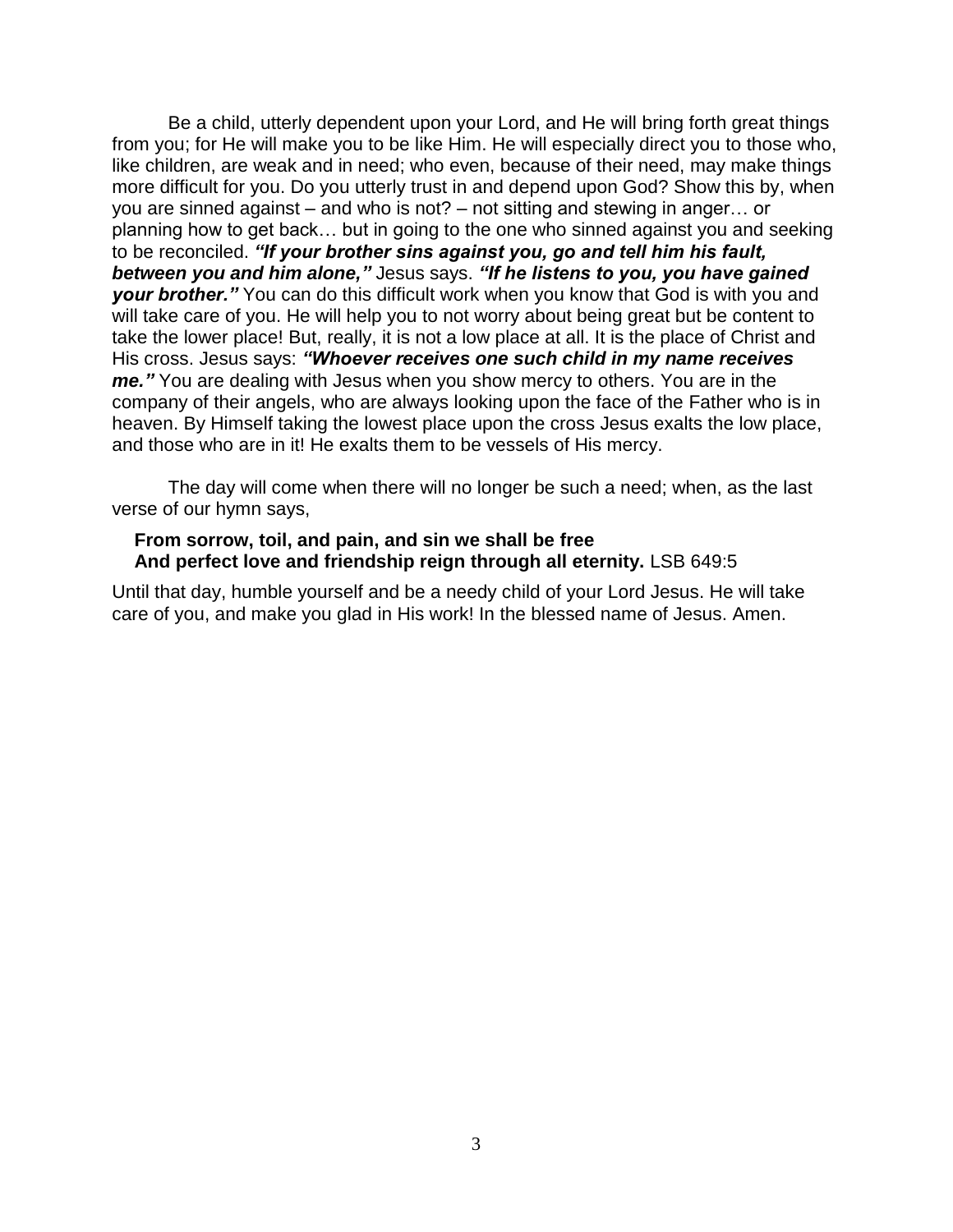Be a child, utterly dependent upon your Lord, and He will bring forth great things from you; for He will make you to be like Him. He will especially direct you to those who, like children, are weak and in need; who even, because of their need, may make things more difficult for you. Do you utterly trust in and depend upon God? Show this by, when you are sinned against – and who is not? – not sitting and stewing in anger… or planning how to get back… but in going to the one who sinned against you and seeking to be reconciled. ***"If your brother sins against you, go and tell him his fault, between you and him alone,"*** Jesus says. ***"If he listens to you, you have gained your brother."*** You can do this difficult work when you know that God is with you and will take care of you. He will help you to not worry about being great but be content to take the lower place! But, really, it is not a low place at all. It is the place of Christ and His cross. Jesus says: ***"Whoever receives one such child in my name receives me."*** You are dealing with Jesus when you show mercy to others. You are in the company of their angels, who are always looking upon the face of the Father who is in heaven. By Himself taking the lowest place upon the cross Jesus exalts the low place, and those who are in it! He exalts them to be vessels of His mercy.

The day will come when there will no longer be such a need; when, as the last verse of our hymn says,

> **From sorrow, toil, and pain, and sin we shall be free**
> **And perfect love and friendship reign through all eternity.** LSB 649:5

Until that day, humble yourself and be a needy child of your Lord Jesus. He will take care of you, and make you glad in His work! In the blessed name of Jesus. Amen.